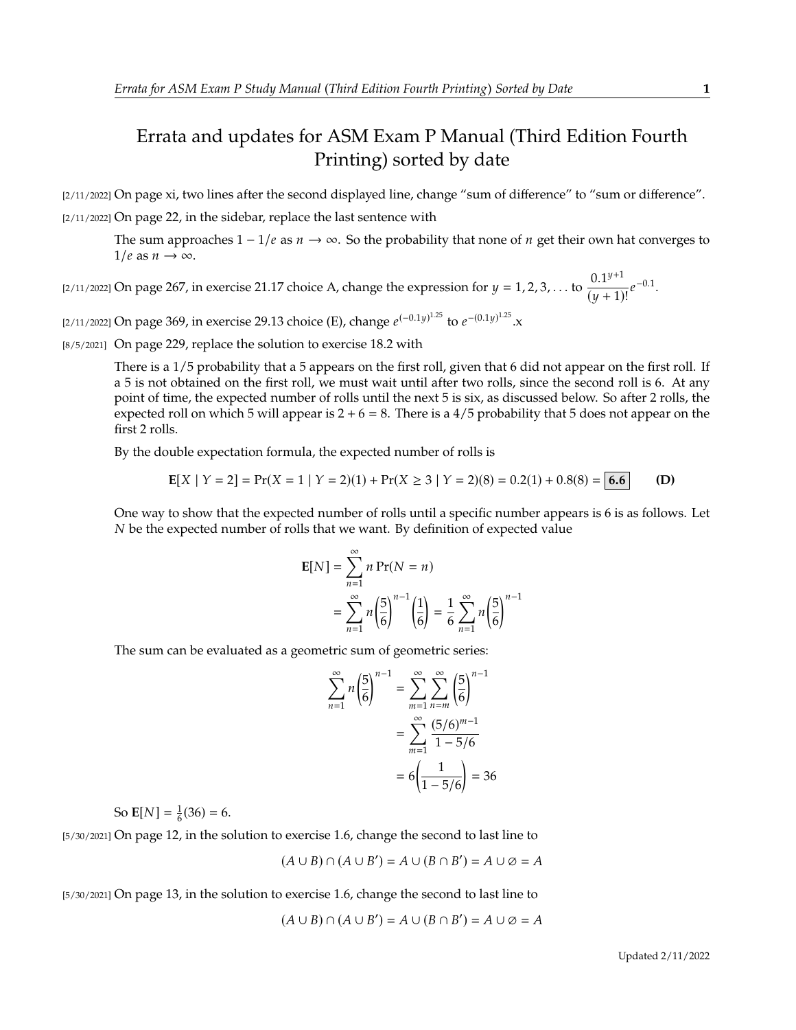# Errata and updates for ASM Exam P Manual (Third Edition Fourth Printing) sorted by date

[2/11/2022] On page xi, two lines after the second displayed line, change "sum of difference" to "sum or difference".

[2/11/2022] On page 22, in the sidebar, replace the last sentence with

> The sum approaches $1 - 1/e$ as $n \to \infty$. So the probability that none of $n$ get their own hat converges to $1/e$ as $n \to \infty$.

[2/11/2022] On page 267, in exercise 21.17 choice A, change the expression for $y = 1, 2, 3, \ldots$ to $\dfrac{0.1^{y+1}}{(y+1)!}e^{-0.1}$.

[2/11/2022] On page 369, in exercise 29.13 choice (E), change $e^{(-0.1y)^{1.25}}$ to $e^{-(0.1y)^{1.25}}$.x

[8/5/2021] On page 229, replace the solution to exercise 18.2 with

> There is a 1/5 probability that a 5 appears on the first roll, given that 6 did not appear on the first roll. If a 5 is not obtained on the first roll, we must wait until after two rolls, since the second roll is 6. At any point of time, the expected number of rolls until the next 5 is six, as discussed below. So after 2 rolls, the expected roll on which 5 will appear is $2 + 6 = 8$. There is a 4/5 probability that 5 does not appear on the first 2 rolls.
>
> By the double expectation formula, the expected number of rolls is
>
> $$\mathbf{E}[X \mid Y = 2] = \Pr(X = 1 \mid Y = 2)(1) + \Pr(X \geq 3 \mid Y = 2)(8) = 0.2(1) + 0.8(8) = \boxed{6.6} \qquad \textbf{(D)}$$
>
> One way to show that the expected number of rolls until a specific number appears is 6 is as follows. Let $N$ be the expected number of rolls that we want. By definition of expected value
>
> $$\begin{aligned}\mathbf{E}[N] &= \sum_{n=1}^{\infty} n \Pr(N = n) \\ &= \sum_{n=1}^{\infty} n \left(\frac{5}{6}\right)^{n-1}\left(\frac{1}{6}\right) = \frac{1}{6}\sum_{n=1}^{\infty} n \left(\frac{5}{6}\right)^{n-1}\end{aligned}$$
>
> The sum can be evaluated as a geometric sum of geometric series:
>
> $$\begin{aligned}\sum_{n=1}^{\infty} n \left(\frac{5}{6}\right)^{n-1} &= \sum_{m=1}^{\infty}\sum_{n=m}^{\infty}\left(\frac{5}{6}\right)^{n-1} \\ &= \sum_{m=1}^{\infty}\frac{(5/6)^{m-1}}{1 - 5/6} \\ &= 6\left(\frac{1}{1 - 5/6}\right) = 36\end{aligned}$$
>
> So $\mathbf{E}[N] = \frac{1}{6}(36) = 6$.

[5/30/2021] On page 12, in the solution to exercise 1.6, change the second to last line to

$$(A \cup B) \cap (A \cup B') = A \cup (B \cap B') = A \cup \varnothing = A$$

[5/30/2021] On page 13, in the solution to exercise 1.6, change the second to last line to

$$(A \cup B) \cap (A \cup B') = A \cup (B \cap B') = A \cup \varnothing = A$$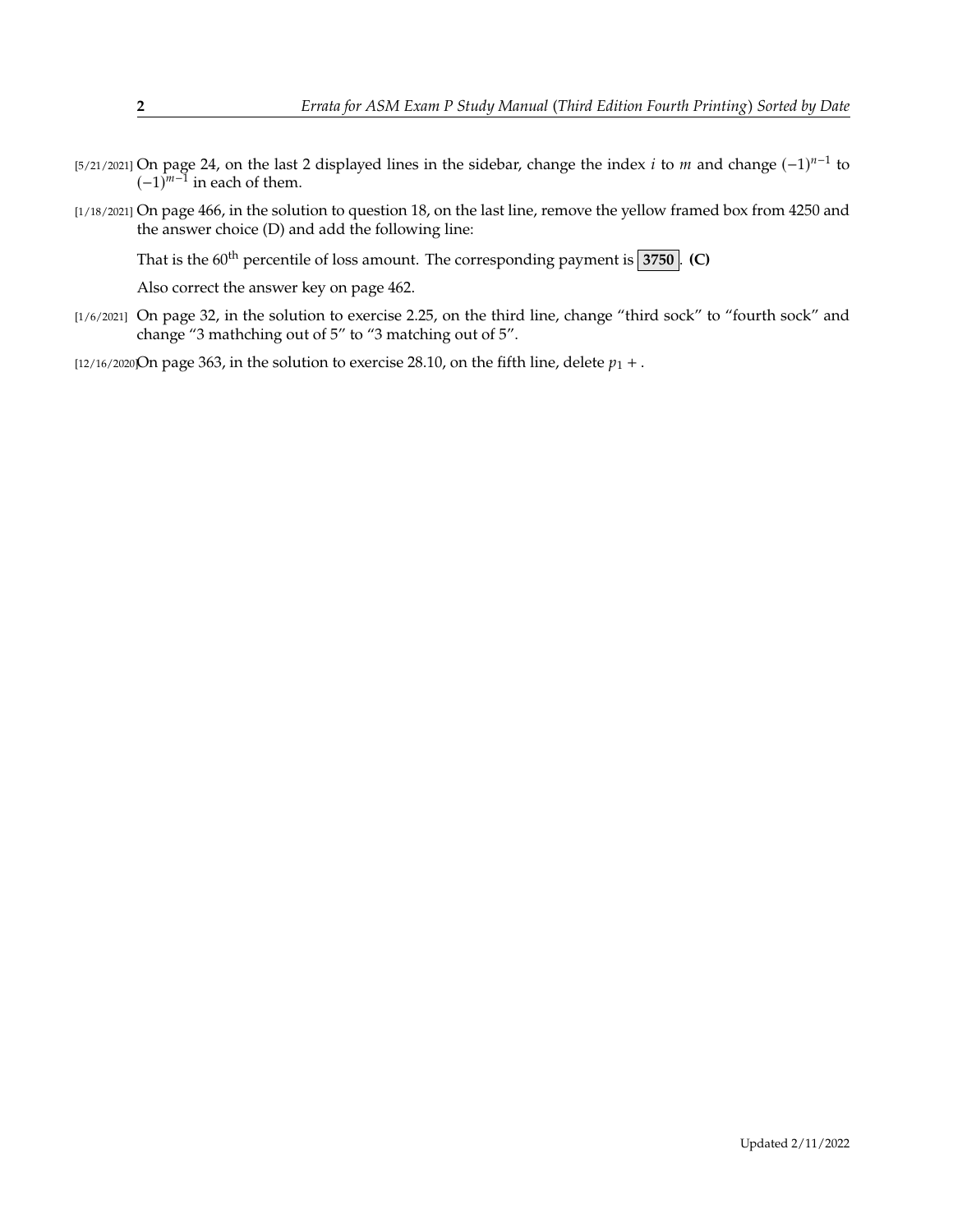[5/21/2021] On page 24, on the last 2 displayed lines in the sidebar, change the index $i$ to $m$ and change $(-1)^{n-1}$ to $(-1)^{m-1}$ in each of them.

[1/18/2021] On page 466, in the solution to question 18, on the last line, remove the yellow framed box from 4250 and the answer choice (D) and add the following line:

That is the 60th percentile of loss amount. The corresponding payment is **3750**. **(C)**

Also correct the answer key on page 462.

[1/6/2021] On page 32, in the solution to exercise 2.25, on the third line, change "third sock" to "fourth sock" and change "3 mathching out of 5" to "3 matching out of 5".

[12/16/2020] On page 363, in the solution to exercise 28.10, on the fifth line, delete $p_1 +$ .